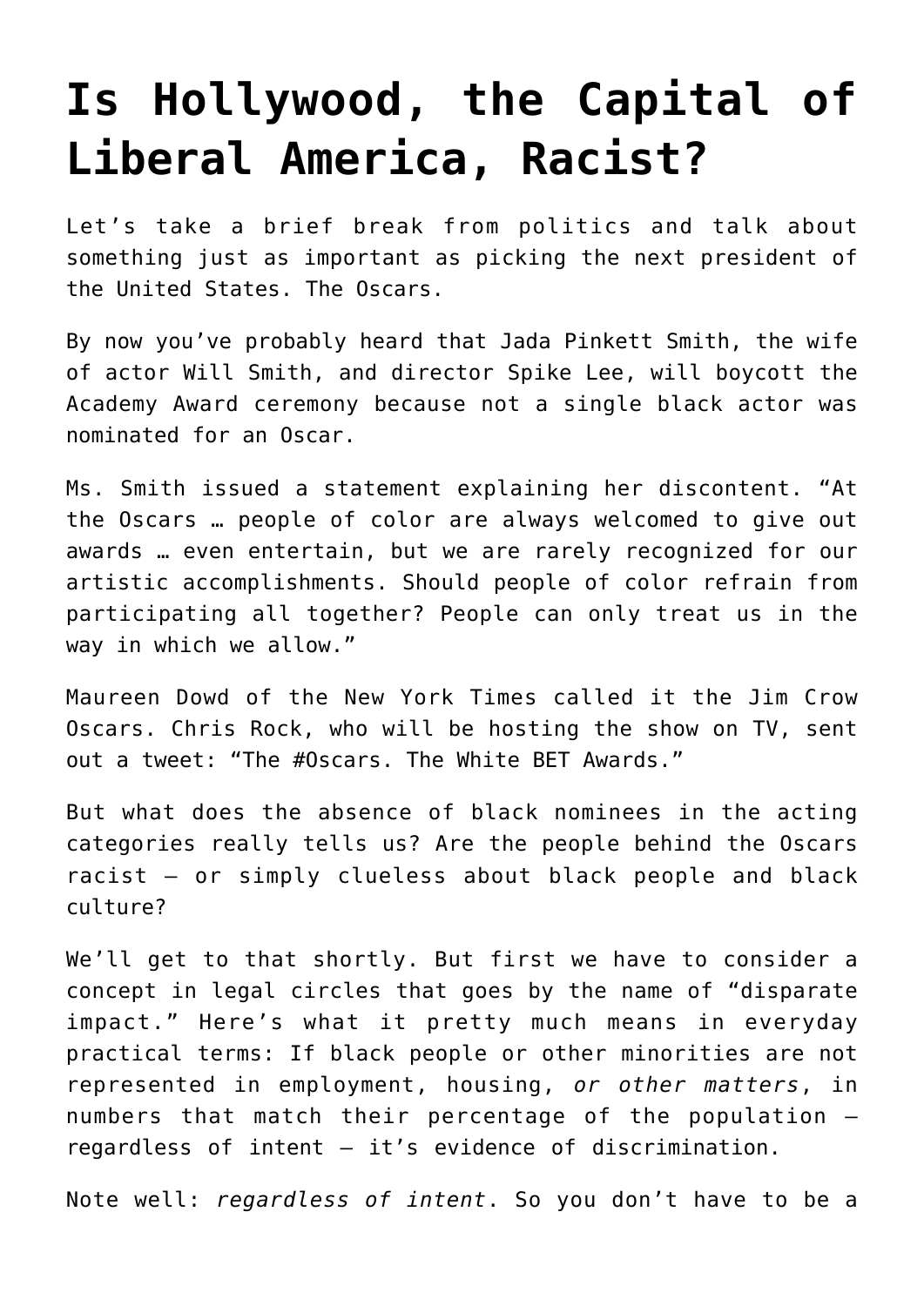# Is Hollywood, the Capital of Liberal America, Racist?

Let's take a brief break from politics and talk about something just as important as picking the next president of the United States. The Oscars.

By now you've probably heard that Jada Pinkett Smith, the wife of actor Will Smith, and director Spike Lee, will boycott the Academy Award ceremony because not a single black actor was nominated for an Oscar.

Ms. Smith issued a statement explaining her discontent. "At the Oscars … people of color are always welcomed to give out awards … even entertain, but we are rarely recognized for our artistic accomplishments. Should people of color refrain from participating all together? People can only treat us in the way in which we allow."

Maureen Dowd of the New York Times called it the Jim Crow Oscars. Chris Rock, who will be hosting the show on TV, sent out a tweet: "The #Oscars. The White BET Awards."

But what does the absence of black nominees in the acting categories really tells us? Are the people behind the Oscars racist – or simply clueless about black people and black culture?

We'll get to that shortly. But first we have to consider a concept in legal circles that goes by the name of "disparate impact." Here's what it pretty much means in everyday practical terms: If black people or other minorities are not represented in employment, housing, *or other matters*, in numbers that match their percentage of the population – regardless of intent – it's evidence of discrimination.

Note well: *regardless of intent*. So you don't have to be a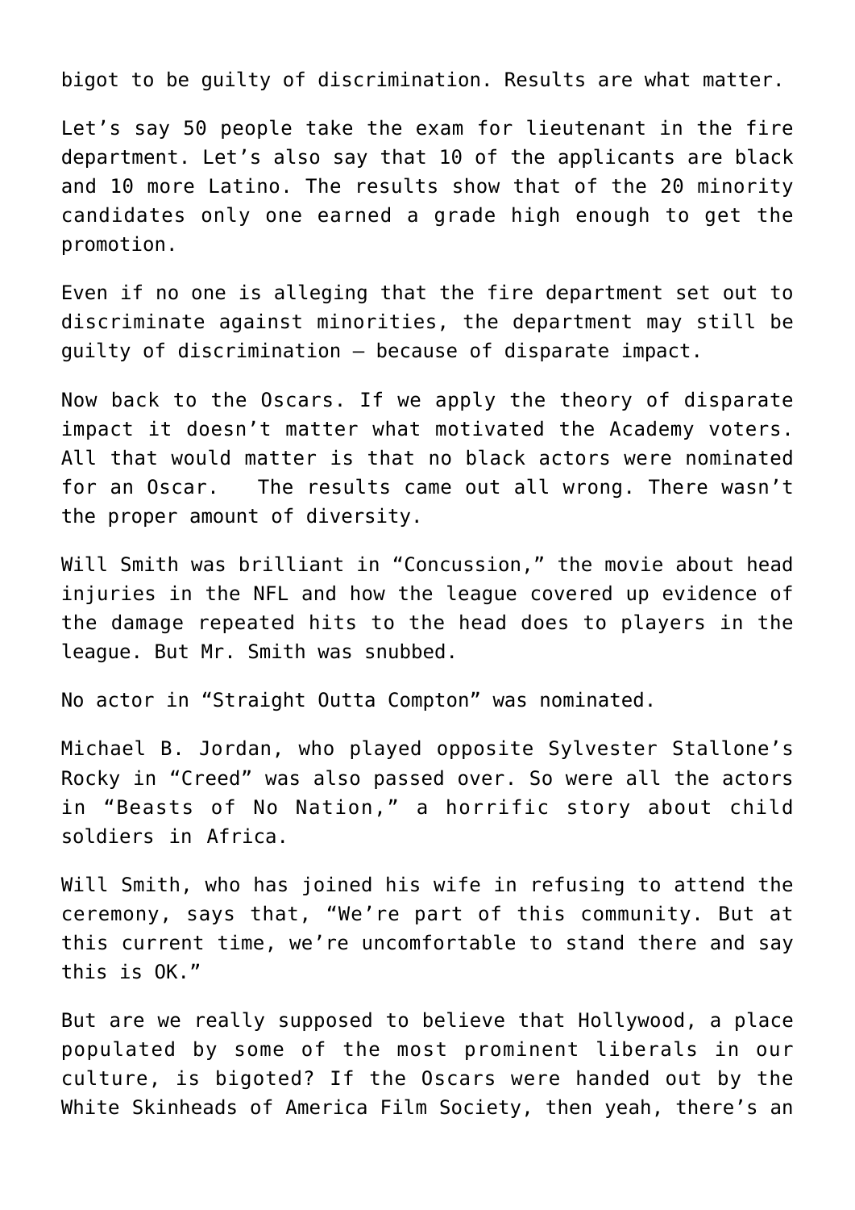bigot to be guilty of discrimination. Results are what matter.

Let's say 50 people take the exam for lieutenant in the fire department. Let's also say that 10 of the applicants are black and 10 more Latino. The results show that of the 20 minority candidates only one earned a grade high enough to get the promotion.

Even if no one is alleging that the fire department set out to discriminate against minorities, the department may still be guilty of discrimination — because of disparate impact.

Now back to the Oscars. If we apply the theory of disparate impact it doesn't matter what motivated the Academy voters. All that would matter is that no black actors were nominated for an Oscar. The results came out all wrong. There wasn't the proper amount of diversity.

Will Smith was brilliant in "Concussion," the movie about head injuries in the NFL and how the league covered up evidence of the damage repeated hits to the head does to players in the league. But Mr. Smith was snubbed.

No actor in "Straight Outta Compton" was nominated.

Michael B. Jordan, who played opposite Sylvester Stallone's Rocky in "Creed" was also passed over. So were all the actors in "Beasts of No Nation," a horrific story about child soldiers in Africa.

Will Smith, who has joined his wife in refusing to attend the ceremony, says that, "We're part of this community. But at this current time, we're uncomfortable to stand there and say this is OK."

But are we really supposed to believe that Hollywood, a place populated by some of the most prominent liberals in our culture, is bigoted? If the Oscars were handed out by the White Skinheads of America Film Society, then yeah, there's an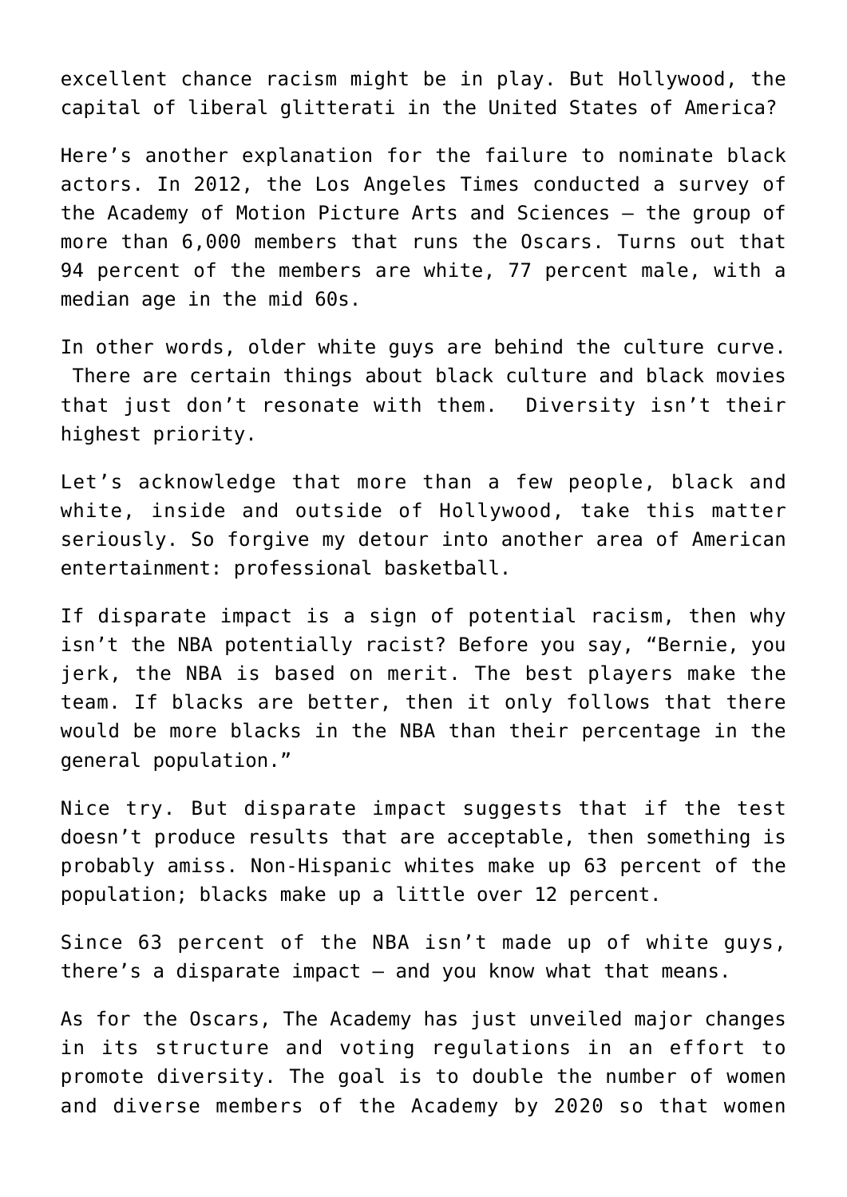excellent chance racism might be in play. But Hollywood, the capital of liberal glitterati in the United States of America?

Here's another explanation for the failure to nominate black actors. In 2012, the Los Angeles Times conducted a survey of the Academy of Motion Picture Arts and Sciences – the group of more than 6,000 members that runs the Oscars. Turns out that 94 percent of the members are white, 77 percent male, with a median age in the mid 60s.

In other words, older white guys are behind the culture curve. There are certain things about black culture and black movies that just don't resonate with them. Diversity isn't their highest priority.

Let's acknowledge that more than a few people, black and white, inside and outside of Hollywood, take this matter seriously. So forgive my detour into another area of American entertainment: professional basketball.

If disparate impact is a sign of potential racism, then why isn't the NBA potentially racist? Before you say, "Bernie, you jerk, the NBA is based on merit. The best players make the team. If blacks are better, then it only follows that there would be more blacks in the NBA than their percentage in the general population."

Nice try. But disparate impact suggests that if the test doesn't produce results that are acceptable, then something is probably amiss. Non-Hispanic whites make up 63 percent of the population; blacks make up a little over 12 percent.

Since 63 percent of the NBA isn't made up of white guys, there's a disparate impact – and you know what that means.

As for the Oscars, The Academy has just unveiled major changes in its structure and voting regulations in an effort to promote diversity. The goal is to double the number of women and diverse members of the Academy by 2020 so that women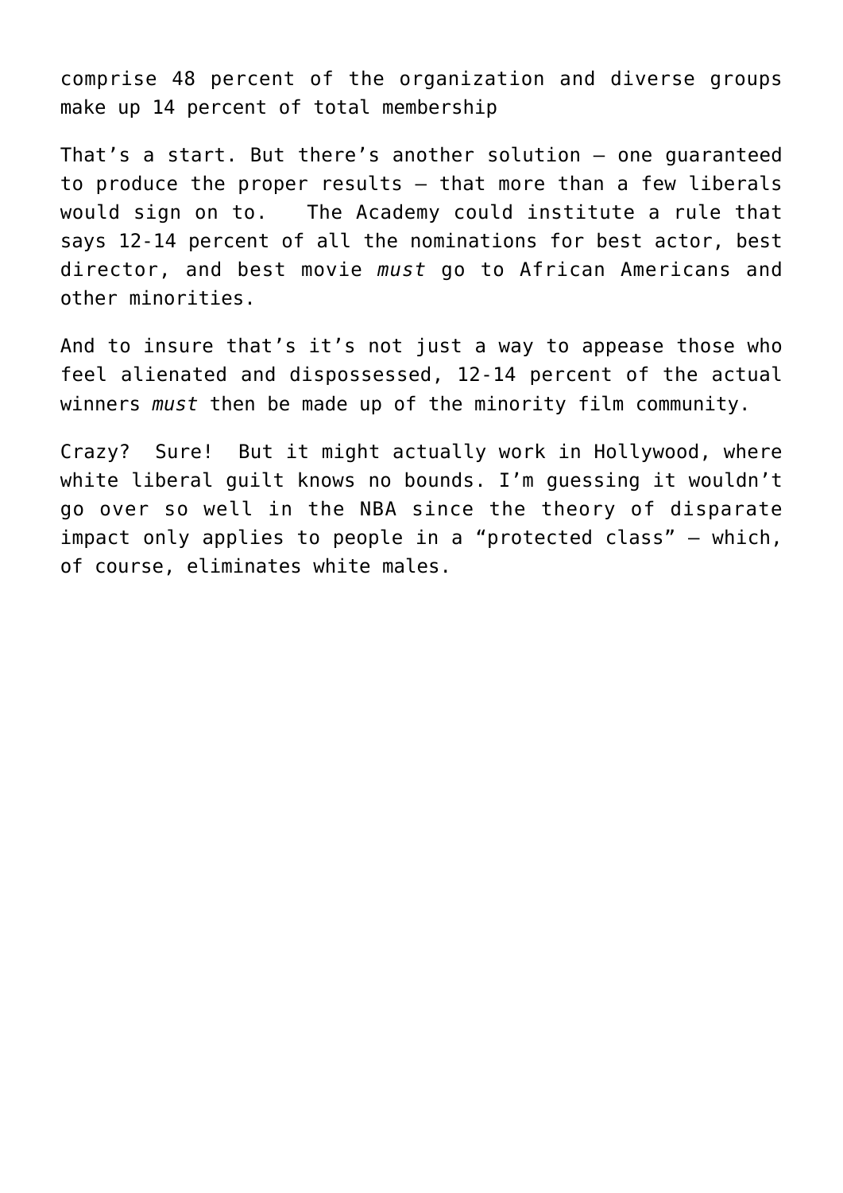comprise 48 percent of the organization and diverse groups make up 14 percent of total membership

That's a start. But there's another solution – one guaranteed to produce the proper results – that more than a few liberals would sign on to.  The Academy could institute a rule that says 12-14 percent of all the nominations for best actor, best director, and best movie *must* go to African Americans and other minorities.

And to insure that's it's not just a way to appease those who feel alienated and dispossessed, 12-14 percent of the actual winners *must* then be made up of the minority film community.

Crazy?  Sure!  But it might actually work in Hollywood, where white liberal guilt knows no bounds. I'm guessing it wouldn't go over so well in the NBA since the theory of disparate impact only applies to people in a "protected class" – which, of course, eliminates white males.